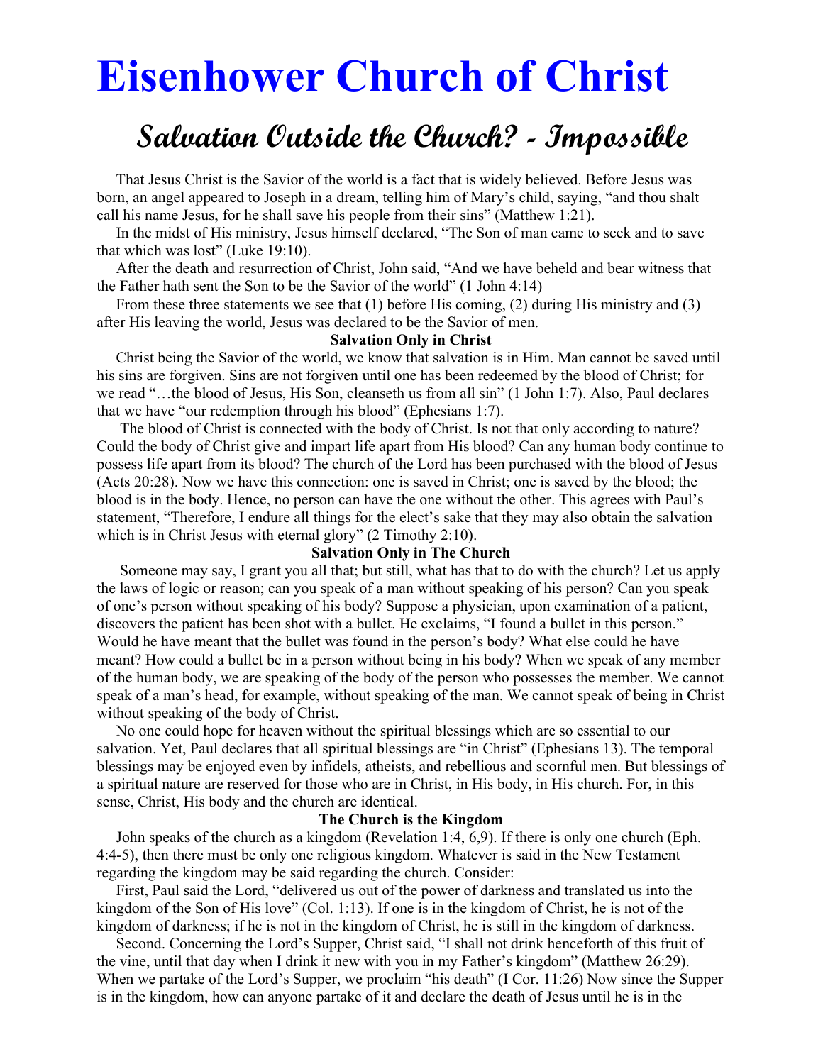# Eisenhower Church of Christ

## Salvation Outside the Church? - Impossible

That Jesus Christ is the Savior of the world is a fact that is widely believed. Before Jesus was born, an angel appeared to Joseph in a dream, telling him of Mary's child, saying, "and thou shalt call his name Jesus, for he shall save his people from their sins" (Matthew 1:21).

In the midst of His ministry, Jesus himself declared, "The Son of man came to seek and to save that which was lost" (Luke 19:10).

After the death and resurrection of Christ, John said, "And we have beheld and bear witness that the Father hath sent the Son to be the Savior of the world" (1 John 4:14)

From these three statements we see that (1) before His coming, (2) during His ministry and (3) after His leaving the world, Jesus was declared to be the Savior of men.

**Salvation Only in Christ**

Christ being the Savior of the world, we know that salvation is in Him. Man cannot be saved until his sins are forgiven. Sins are not forgiven until one has been redeemed by the blood of Christ; for we read "…the blood of Jesus, His Son, cleanseth us from all sin" (1 John 1:7). Also, Paul declares that we have "our redemption through his blood" (Ephesians 1:7).

The blood of Christ is connected with the body of Christ. Is not that only according to nature? Could the body of Christ give and impart life apart from His blood? Can any human body continue to possess life apart from its blood? The church of the Lord has been purchased with the blood of Jesus (Acts 20:28). Now we have this connection: one is saved in Christ; one is saved by the blood; the blood is in the body. Hence, no person can have the one without the other. This agrees with Paul's statement, "Therefore, I endure all things for the elect's sake that they may also obtain the salvation which is in Christ Jesus with eternal glory" (2 Timothy 2:10).

**Salvation Only in The Church**

Someone may say, I grant you all that; but still, what has that to do with the church? Let us apply the laws of logic or reason; can you speak of a man without speaking of his person? Can you speak of one's person without speaking of his body? Suppose a physician, upon examination of a patient, discovers the patient has been shot with a bullet. He exclaims, "I found a bullet in this person." Would he have meant that the bullet was found in the person's body? What else could he have meant? How could a bullet be in a person without being in his body? When we speak of any member of the human body, we are speaking of the body of the person who possesses the member. We cannot speak of a man's head, for example, without speaking of the man. We cannot speak of being in Christ without speaking of the body of Christ.

No one could hope for heaven without the spiritual blessings which are so essential to our salvation. Yet, Paul declares that all spiritual blessings are "in Christ" (Ephesians 13). The temporal blessings may be enjoyed even by infidels, atheists, and rebellious and scornful men. But blessings of a spiritual nature are reserved for those who are in Christ, in His body, in His church. For, in this sense, Christ, His body and the church are identical.

**The Church is the Kingdom**

John speaks of the church as a kingdom (Revelation 1:4, 6,9). If there is only one church (Eph. 4:4-5), then there must be only one religious kingdom. Whatever is said in the New Testament regarding the kingdom may be said regarding the church. Consider:

First, Paul said the Lord, "delivered us out of the power of darkness and translated us into the kingdom of the Son of His love" (Col. 1:13). If one is in the kingdom of Christ, he is not of the kingdom of darkness; if he is not in the kingdom of Christ, he is still in the kingdom of darkness.

Second. Concerning the Lord's Supper, Christ said, "I shall not drink henceforth of this fruit of the vine, until that day when I drink it new with you in my Father's kingdom" (Matthew 26:29). When we partake of the Lord's Supper, we proclaim "his death" (I Cor. 11:26) Now since the Supper is in the kingdom, how can anyone partake of it and declare the death of Jesus until he is in the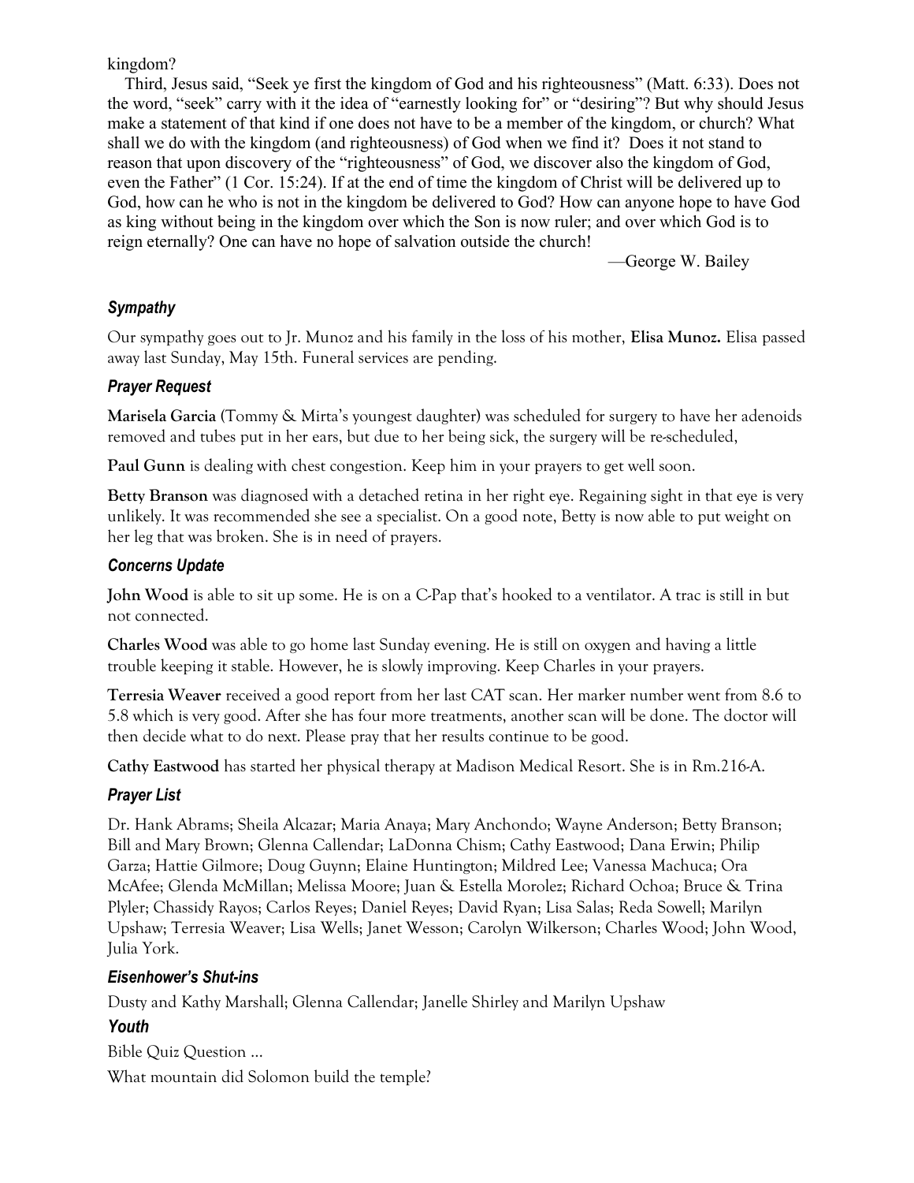kingdom?

Third, Jesus said, "Seek ye first the kingdom of God and his righteousness" (Matt. 6:33). Does not the word, "seek" carry with it the idea of "earnestly looking for" or "desiring"? But why should Jesus make a statement of that kind if one does not have to be a member of the kingdom, or church? What shall we do with the kingdom (and righteousness) of God when we find it? Does it not stand to reason that upon discovery of the "righteousness" of God, we discover also the kingdom of God, even the Father" (1 Cor. 15:24). If at the end of time the kingdom of Christ will be delivered up to God, how can he who is not in the kingdom be delivered to God? How can anyone hope to have God as king without being in the kingdom over which the Son is now ruler; and over which God is to reign eternally? One can have no hope of salvation outside the church!

—George W. Bailey

### *Sympathy*

Our sympathy goes out to Jr. Munoz and his family in the loss of his mother, **Elisa Munoz.** Elisa passed away last Sunday, May 15th. Funeral services are pending.

### *Prayer Request*

**Marisela Garcia** (Tommy & Mirta's youngest daughter) was scheduled for surgery to have her adenoids removed and tubes put in her ears, but due to her being sick, the surgery will be re-scheduled,

**Paul Gunn** is dealing with chest congestion. Keep him in your prayers to get well soon.

**Betty Branson** was diagnosed with a detached retina in her right eye. Regaining sight in that eye is very unlikely. It was recommended she see a specialist. On a good note, Betty is now able to put weight on her leg that was broken. She is in need of prayers.

### *Concerns Update*

**John Wood** is able to sit up some. He is on a C-Pap that's hooked to a ventilator. A trac is still in but not connected.

**Charles Wood** was able to go home last Sunday evening. He is still on oxygen and having a little trouble keeping it stable. However, he is slowly improving. Keep Charles in your prayers.

**Terresia Weaver** received a good report from her last CAT scan. Her marker number went from 8.6 to 5.8 which is very good. After she has four more treatments, another scan will be done. The doctor will then decide what to do next. Please pray that her results continue to be good.

**Cathy Eastwood** has started her physical therapy at Madison Medical Resort. She is in Rm.216-A.

### *Prayer List*

Dr. Hank Abrams; Sheila Alcazar; Maria Anaya; Mary Anchondo; Wayne Anderson; Betty Branson; Bill and Mary Brown; Glenna Callendar; LaDonna Chism; Cathy Eastwood; Dana Erwin; Philip Garza; Hattie Gilmore; Doug Guynn; Elaine Huntington; Mildred Lee; Vanessa Machuca; Ora McAfee; Glenda McMillan; Melissa Moore; Juan & Estella Morolez; Richard Ochoa; Bruce & Trina Plyler; Chassidy Rayos; Carlos Reyes; Daniel Reyes; David Ryan; Lisa Salas; Reda Sowell; Marilyn Upshaw; Terresia Weaver; Lisa Wells; Janet Wesson; Carolyn Wilkerson; Charles Wood; John Wood, Julia York.

### *Eisenhower's Shut-ins*

Dusty and Kathy Marshall; Glenna Callendar; Janelle Shirley and Marilyn Upshaw

### *Youth*

Bible Quiz Question ...

What mountain did Solomon build the temple?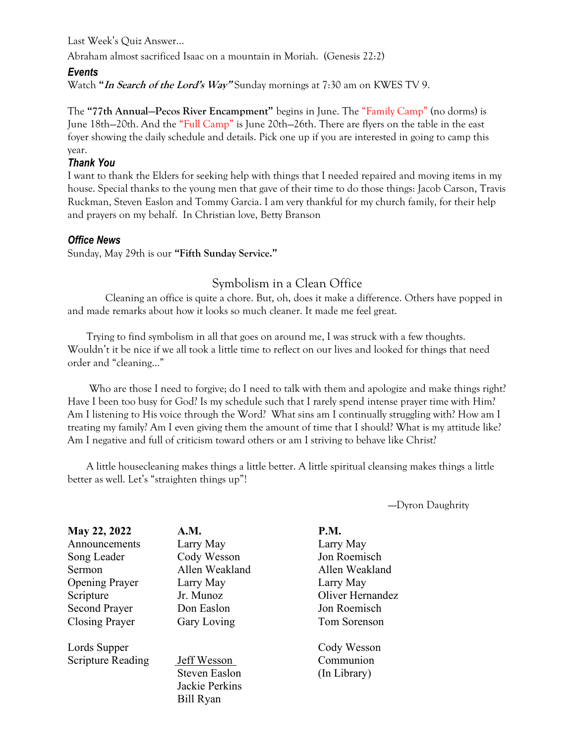Last Week's Quiz Answer…

Abraham almost sacrificed Isaac on a mountain in Moriah. (Genesis 22:2)

### *Events*

Watch ***"In Search of the Lord's Way"*** Sunday mornings at 7:30 am on KWES TV 9.

The **"77th Annual—Pecos River Encampment"** begins in June. The "Family Camp" (no dorms) is June 18th—20th. And the "Full Camp" is June 20th—26th. There are flyers on the table in the east foyer showing the daily schedule and details. Pick one up if you are interested in going to camp this year.

### *Thank You*

I want to thank the Elders for seeking help with things that I needed repaired and moving items in my house. Special thanks to the young men that gave of their time to do those things: Jacob Carson, Travis Ruckman, Steven Easlon and Tommy Garcia. I am very thankful for my church family, for their help and prayers on my behalf. In Christian love, Betty Branson

### *Office News*

Sunday, May 29th is our **"Fifth Sunday Service."**

## Symbolism in a Clean Office

Cleaning an office is quite a chore. But, oh, does it make a difference. Others have popped in and made remarks about how it looks so much cleaner. It made me feel great.

Trying to find symbolism in all that goes on around me, I was struck with a few thoughts. Wouldn't it be nice if we all took a little time to reflect on our lives and looked for things that need order and "cleaning…"

Who are those I need to forgive; do I need to talk with them and apologize and make things right? Have I been too busy for God? Is my schedule such that I rarely spend intense prayer time with Him? Am I listening to His voice through the Word? What sins am I continually struggling with? How am I treating my family? Am I even giving them the amount of time that I should? What is my attitude like? Am I negative and full of criticism toward others or am I striving to behave like Christ?

A little housecleaning makes things a little better. A little spiritual cleansing makes things a little better as well. Let's "straighten things up"!

—Dyron Daughrity

| **May 22, 2022** | **A.M.** | **P.M.** |
|---|---|---|
| Announcements | Larry May | Larry May |
| Song Leader | Cody Wesson | Jon Roemisch |
| Sermon | Allen Weakland | Allen Weakland |
| Opening Prayer | Larry May | Larry May |
| Scripture | Jr. Munoz | Oliver Hernandez |
| Second Prayer | Don Easlon | Jon Roemisch |
| Closing Prayer | Gary Loving | Tom Sorenson |
| | | |
| Lords Supper | | Cody Wesson |
| Scripture Reading | Jeff Wesson | Communion |
| | Steven Easlon | (In Library) |
| | Jackie Perkins | |
| | Bill Ryan | |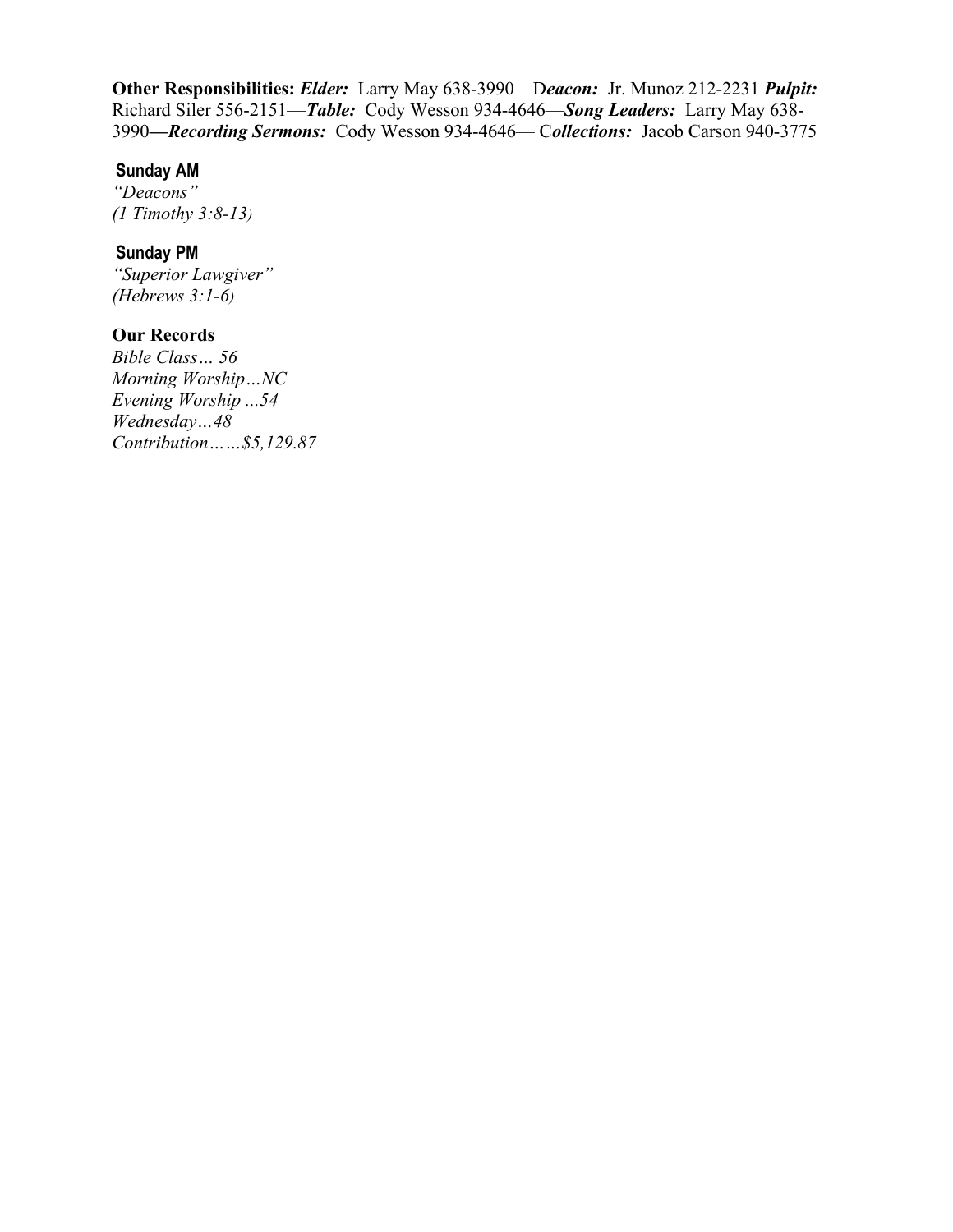**Other Responsibilities:** ***Elder:*** Larry May 638-3990—D***eacon:*** Jr. Munoz 212-2231 ***Pulpit:*** Richard Siler 556-2151—***Table:*** Cody Wesson 934-4646—***Song Leaders:*** Larry May 638-3990**—*Recording Sermons:*** Cody Wesson 934-4646— C***ollections:*** Jacob Carson 940-3775

### Sunday AM

*"Deacons"*
*(1 Timothy 3:8-13)*

### Sunday PM

*"Superior Lawgiver"*
*(Hebrews 3:1-6)*

### Our Records

*Bible Class… 56*
*Morning Worship…NC*
*Evening Worship ...54*
*Wednesday…48*
*Contribution……$5,129.87*